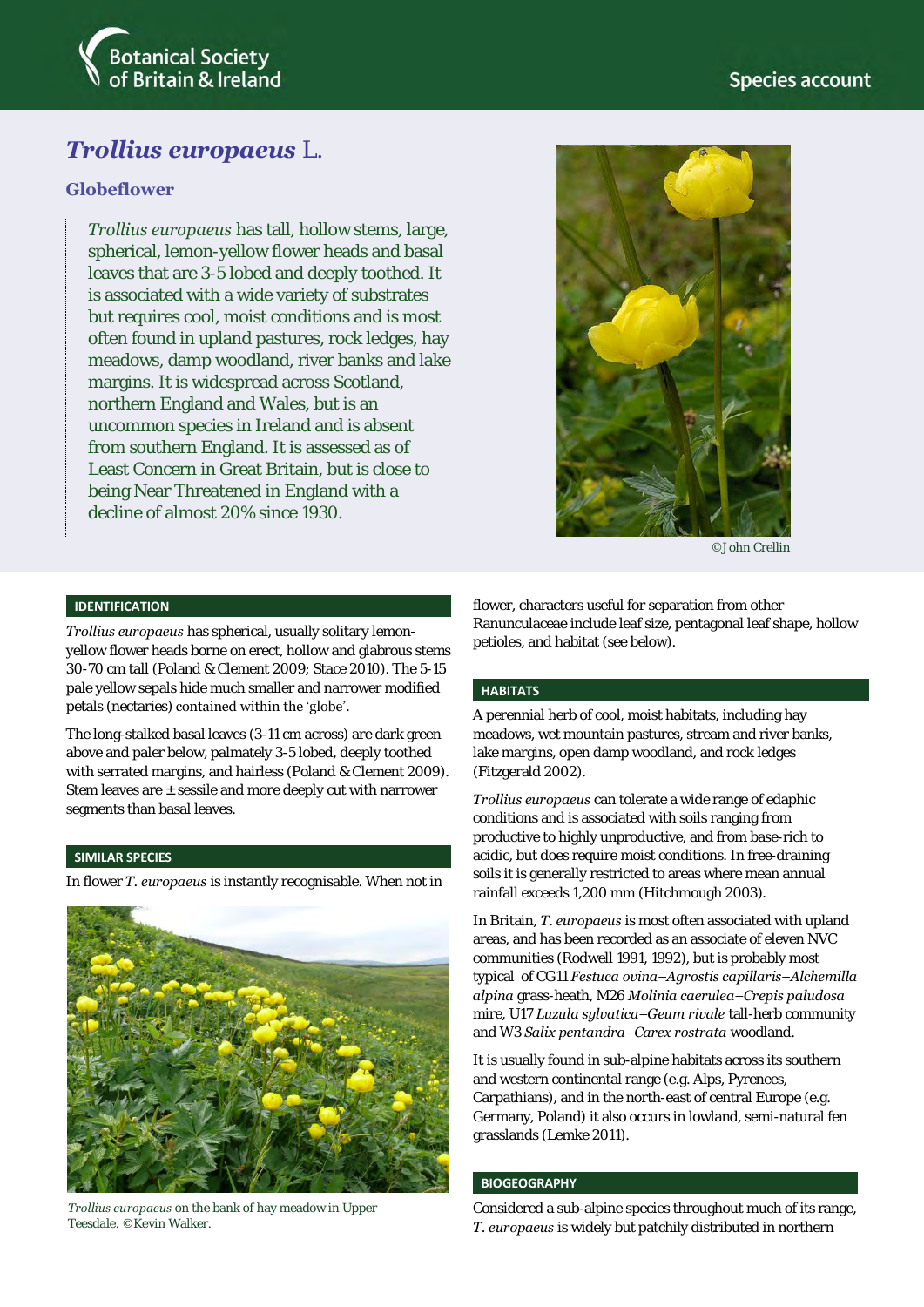Botanical Society of Britain & Ireland

Species account

# *Trollius europaeus* L.

## Globeflower

*Trollius europaeus* has tall, hollow stems, large, spherical, lemon-yellow flower heads and basal leaves that are 3-5 lobed and deeply toothed. It is associated with a wide variety of substrates but requires cool, moist conditions and is most often found in upland pastures, rock ledges, hay meadows, damp woodland, river banks and lake margins. It is widespread across Scotland, northern England and Wales, but is an uncommon species in Ireland and is absent from southern England. It is assessed as of Least Concern in Great Britain, but is close to being Near Threatened in England with a decline of almost 20% since 1930.

©John Crellin

### IDENTIFICATION

*Trollius europaeus* has spherical, usually solitary lemon-yellow flower heads borne on erect, hollow and glabrous stems 30-70 cm tall (Poland & Clement 2009; Stace 2010). The 5-15 pale yellow sepals hide much smaller and narrower modified petals (nectaries) contained within the 'globe'.

The long-stalked basal leaves (3-11 cm across) are dark green above and paler below, palmately 3-5 lobed, deeply toothed with serrated margins, and hairless (Poland & Clement 2009). Stem leaves are ± sessile and more deeply cut with narrower segments than basal leaves.

### SIMILAR SPECIES

In flower *T. europaeus* is instantly recognisable. When not in flower, characters useful for separation from other Ranunculaceae include leaf size, pentagonal leaf shape, hollow petioles, and habitat (see below).

*Trollius europaeus* on the bank of hay meadow in Upper Teesdale. ©Kevin Walker.

### HABITATS

A perennial herb of cool, moist habitats, including hay meadows, wet mountain pastures, stream and river banks, lake margins, open damp woodland, and rock ledges (Fitzgerald 2002).

*Trollius europaeus* can tolerate a wide range of edaphic conditions and is associated with soils ranging from productive to highly unproductive, and from base-rich to acidic, but does require moist conditions. In free-draining soils it is generally restricted to areas where mean annual rainfall exceeds 1,200 mm (Hitchmough 2003).

In Britain, *T. europaeus* is most often associated with upland areas, and has been recorded as an associate of eleven NVC communities (Rodwell 1991, 1992), but is probably most typical of CG11 *Festuca ovina–Agrostis capillaris–Alchemilla alpina* grass-heath, M26 *Molinia caerulea–Crepis paludosa* mire, U17 *Luzula sylvatica–Geum rivale* tall-herb community and W3 *Salix pentandra–Carex rostrata* woodland.

It is usually found in sub-alpine habitats across its southern and western continental range (e.g. Alps, Pyrenees, Carpathians), and in the north-east of central Europe (e.g. Germany, Poland) it also occurs in lowland, semi-natural fen grasslands (Lemke 2011).

### BIOGEOGRAPHY

Considered a sub-alpine species throughout much of its range, *T. europaeus* is widely but patchily distributed in northern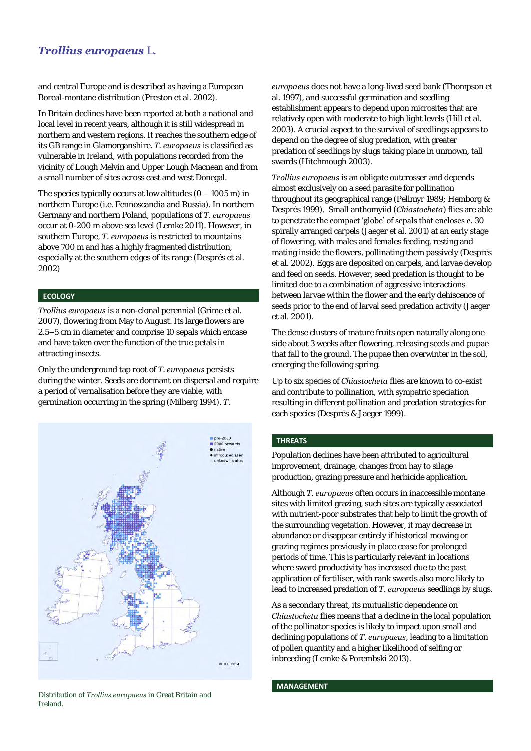and central Europe and is described as having a European Boreal-montane distribution (Preston et al. 2002).

In Britain declines have been reported at both a national and local level in recent years, although it is still widespread in northern and western regions. It reaches the southern edge of its GB range in Glamorganshire. *T. europaeus* is classified as vulnerable in Ireland, with populations recorded from the vicinity of Lough Melvin and Upper Lough Macnean and from a small number of sites across east and west Donegal.

The species typically occurs at low altitudes (0 – 1005 m) in northern Europe (i.e. Fennoscandia and Russia). In northern Germany and northern Poland, populations of *T. europaeus* occur at 0-200 m above sea level (Lemke 2011). However, in southern Europe, *T. europaeus* is restricted to mountains above 700 m and has a highly fragmented distribution, especially at the southern edges of its range (Després et al. 2002)

## ECOLOGY

*Trollius europaeus* is a non-clonal perennial (Grime et al. 2007), flowering from May to August. Its large flowers are 2.5–5 cm in diameter and comprise 10 sepals which encase and have taken over the function of the true petals in attracting insects.

Only the underground tap root of *T. europaeus* persists during the winter. Seeds are dormant on dispersal and require a period of vernalisation before they are viable, with germination occurring in the spring (Milberg 1994). *T. europaeus* does not have a long-lived seed bank (Thompson et al. 1997), and successful germination and seedling establishment appears to depend upon microsites that are relatively open with moderate to high light levels (Hill et al. 2003). A crucial aspect to the survival of seedlings appears to depend on the degree of slug predation, with greater predation of seedlings by slugs taking place in unmown, tall swards (Hitchmough 2003).

Distribution of *Trollius europaeus* in Great Britain and Ireland.

*Trollius europaeus* is an obligate outcrosser and depends almost exclusively on a seed parasite for pollination throughout its geographical range (Pellmyr 1989; Hemborg & Després 1999). Small anthomyiid (*Chiastocheta*) flies are able to penetrate the compact 'globe' of sepals that encloses c. 30 spirally arranged carpels (Jaeger et al. 2001) at an early stage of flowering, with males and females feeding, resting and mating inside the flowers, pollinating them passively (Després et al. 2002). Eggs are deposited on carpels, and larvae develop and feed on seeds. However, seed predation is thought to be limited due to a combination of aggressive interactions between larvae within the flower and the early dehiscence of seeds prior to the end of larval seed predation activity (Jaeger et al. 2001).

The dense clusters of mature fruits open naturally along one side about 3 weeks after flowering, releasing seeds and pupae that fall to the ground. The pupae then overwinter in the soil, emerging the following spring.

Up to six species of *Chiastocheta* flies are known to co-exist and contribute to pollination, with sympatric speciation resulting in different pollination and predation strategies for each species (Després & Jaeger 1999).

## THREATS

Population declines have been attributed to agricultural improvement, drainage, changes from hay to silage production, grazing pressure and herbicide application.

Although *T. europaeus* often occurs in inaccessible montane sites with limited grazing, such sites are typically associated with nutrient-poor substrates that help to limit the growth of the surrounding vegetation. However, it may decrease in abundance or disappear entirely if historical mowing or grazing regimes previously in place cease for prolonged periods of time. This is particularly relevant in locations where sward productivity has increased due to the past application of fertiliser, with rank swards also more likely to lead to increased predation of *T. europaeus* seedlings by slugs.

As a secondary threat, its mutualistic dependence on *Chiastocheta* flies means that a decline in the local population of the pollinator species is likely to impact upon small and declining populations of *T. europaeus*, leading to a limitation of pollen quantity and a higher likelihood of selfing or inbreeding (Lemke & Porembski 2013).

## MANAGEMENT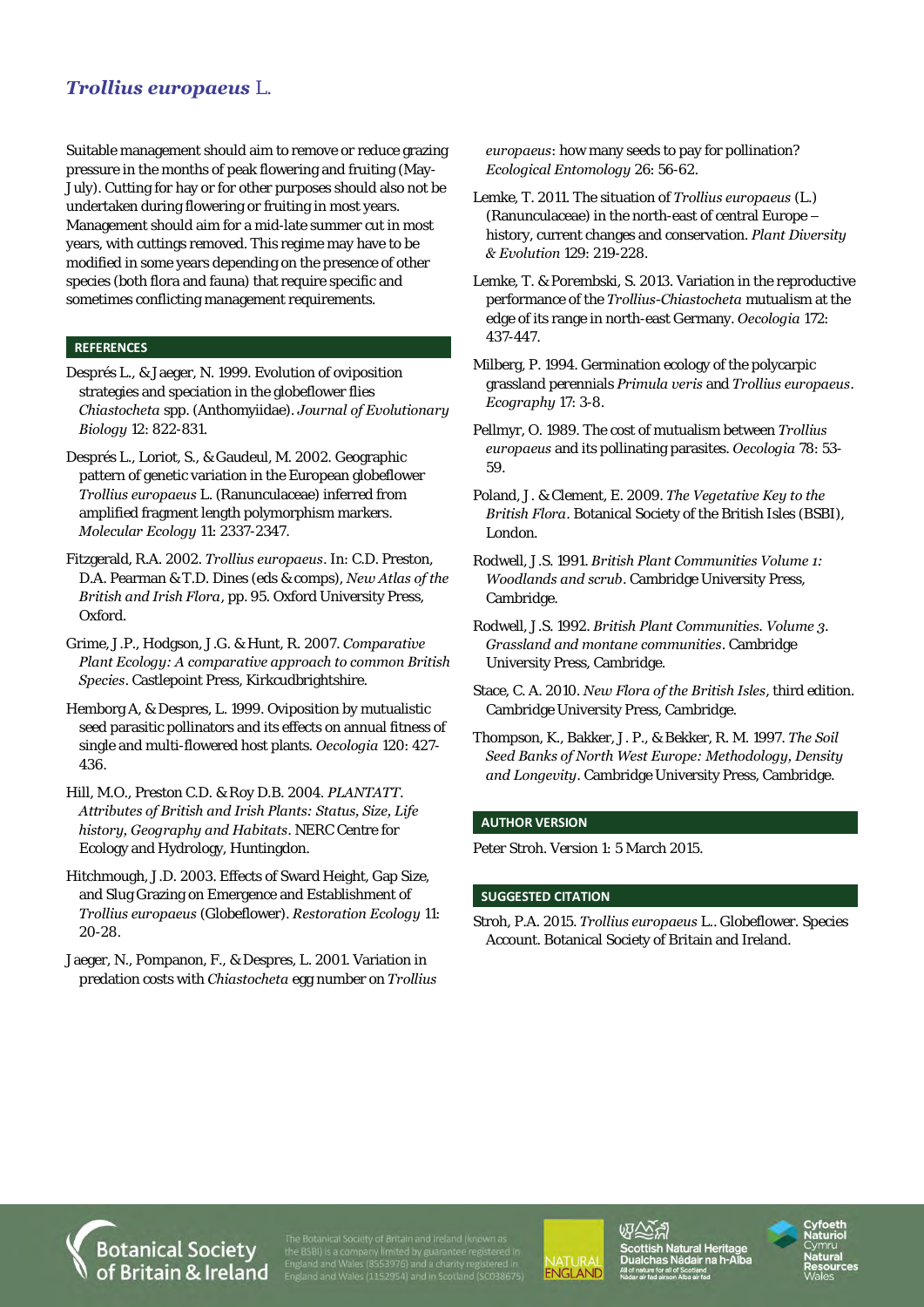# *Trollius europaeus* L.

Suitable management should aim to remove or reduce grazing pressure in the months of peak flowering and fruiting (May-July). Cutting for hay or for other purposes should also not be undertaken during flowering or fruiting in most years. Management should aim for a mid-late summer cut in most years, with cuttings removed. This regime may have to be modified in some years depending on the presence of other species (both flora and fauna) that require specific and sometimes conflicting management requirements.

## REFERENCES

Després L., & Jaeger, N. 1999. Evolution of oviposition strategies and speciation in the globeflower flies *Chiastocheta* spp. (Anthomyiidae). *Journal of Evolutionary Biology* 12: 822-831.

Després L., Loriot, S., & Gaudeul, M. 2002. Geographic pattern of genetic variation in the European globeflower *Trollius europaeus* L. (Ranunculaceae) inferred from amplified fragment length polymorphism markers. *Molecular Ecology* 11: 2337-2347.

Fitzgerald, R.A. 2002. *Trollius europaeus*. In: C.D. Preston, D.A. Pearman & T.D. Dines (eds & comps), *New Atlas of the British and Irish Flora*, pp. 95. Oxford University Press, Oxford.

Grime, J.P., Hodgson, J.G. & Hunt, R. 2007. *Comparative Plant Ecology: A comparative approach to common British Species*. Castlepoint Press, Kirkcudbrightshire.

Hemborg A, & Despres, L. 1999. Oviposition by mutualistic seed parasitic pollinators and its effects on annual fitness of single and multi-flowered host plants. *Oecologia* 120: 427-436.

Hill, M.O., Preston C.D. & Roy D.B. 2004. *PLANTATT. Attributes of British and Irish Plants: Status, Size, Life history, Geography and Habitats*. NERC Centre for Ecology and Hydrology, Huntingdon.

Hitchmough, J.D. 2003. Effects of Sward Height, Gap Size, and Slug Grazing on Emergence and Establishment of *Trollius europaeus* (Globeflower). *Restoration Ecology* 11: 20-28.

Jaeger, N., Pompanon, F., & Despres, L. 2001. Variation in predation costs with *Chiastocheta* egg number on *Trollius europaeus*: how many seeds to pay for pollination? *Ecological Entomology* 26: 56-62.

Lemke, T. 2011. The situation of *Trollius europaeus* (L.) (Ranunculaceae) in the north-east of central Europe – history, current changes and conservation. *Plant Diversity & Evolution* 129: 219-228.

Lemke, T. & Porembski, S. 2013. Variation in the reproductive performance of the *Trollius-Chiastocheta* mutualism at the edge of its range in north-east Germany. *Oecologia* 172: 437-447.

Milberg, P. 1994. Germination ecology of the polycarpic grassland perennials *Primula veris* and *Trollius europaeus*. *Ecography* 17: 3-8.

Pellmyr, O. 1989. The cost of mutualism between *Trollius europaeus* and its pollinating parasites. *Oecologia* 78: 53-59.

Poland, J. & Clement, E. 2009. *The Vegetative Key to the British Flora*. Botanical Society of the British Isles (BSBI), London.

Rodwell, J.S. 1991. *British Plant Communities Volume 1: Woodlands and scrub*. Cambridge University Press, Cambridge.

Rodwell, J.S. 1992. *British Plant Communities. Volume 3. Grassland and montane communities*. Cambridge University Press, Cambridge.

Stace, C. A. 2010. *New Flora of the British Isles*, third edition. Cambridge University Press, Cambridge.

Thompson, K., Bakker, J. P., & Bekker, R. M. 1997. *The Soil Seed Banks of North West Europe: Methodology, Density and Longevity*. Cambridge University Press, Cambridge.

## AUTHOR VERSION

Peter Stroh. Version 1: 5 March 2015.

## SUGGESTED CITATION

Stroh, P.A. 2015. *Trollius europaeus* L.. Globeflower. Species Account. Botanical Society of Britain and Ireland.

Botanical Society of Britain & Ireland

The Botanical Society of Britain and Ireland (known as the BSBI) is a company limited by guarantee registered in England and Wales (8553976) and a charity registered in England and Wales (1152954) and in Scotland (SC038675)